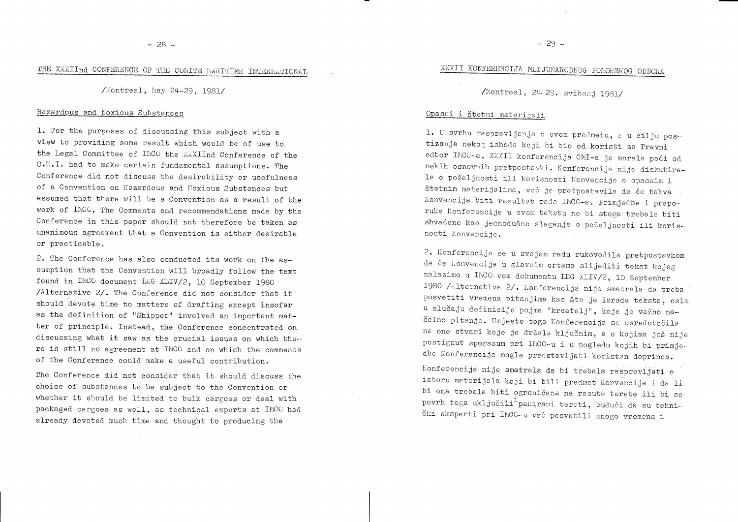# THE XXXIInd CONFERENCE OF THE COMITE MARITIME INTERNATIONAL

/Montreal, May 24-29, 1981/

## Hazardous and Noxious Substances

1. For the purposes of discussing this subject with a view to providing some result which would be of use to the Legal Committee of IMCO the XXXIInd Conference of the C.M.I. had to make certain fundamental assumptions. The Conference did not discuss the desirability or usefulness of a Convention on Hazardous and Noxious Substances but assumed that there will be a Convention as a result of the work of IMCO. The Comments and recommendations made by the Conference in this paper should not therefore be taken as unanimous agreement that a Convention is either desirable or practicable.

2. The Conference has also conducted its work on the assumption that the Convention will broadly follow the text found in IMCO document LEG XLIV/2, 10 September 1980 /Alternative 2/. The Conference did not consider that it should devote time to matters of drafting except insofar as the definition of "Shipper" involved an important matter of principle. Instead, the Conference concentrated on discussing what it saw as the crucial issues on which there is still no agreement at IMCO and on which the comments of the Conference could make a useful contribution.

The Conference did not consider that it should discuss the choice of substances to be subject to the Convention or whether it should be limited to bulk cargoes or deal with packaged cargoes as well, as technical experts at IMCO had already devoted much time and thought to producing the

# XXXII KONFERENCIJA MEĐUNARODNOG POMORSKOG ODBORA

/Montreal, 24-29. svibanj 1981/

## Opasni i štetni materijali

1. U svrhu raspravljanja o ovom predmetu, a u cilju postizanja nekog ishoda koji bi bio od koristi za Pravni odbor IMCO-a, XXXII konferencija CMI-a je morala poći od nekih osnovnih pretpostavki. Konferencija nije diskutirala o poželjnosti ili korisnosti Konvencije o opasnim i štetnim materijalima, već je pretpostavila da će takva Konvencija biti rezultat rada IMCO-a. Primjedbe i preporuke Konferencije u ovom tekstu ne bi stoga trebale biti shvaćene kao jednodušno slaganje o poželjnosti ili korisnosti Konvencije.

2. Konferencija se u svojem radu rukovodila pretpostavkom da će Konvencija u glavnim crtama slijediti tekst kojeg nalazimo u IMCO-vom dokumentu LEG XLIV/2, 10 September 1980 /Alternativa 2/. Konferencija nije smatrala da treba posvetiti vremena pitanjima kao što je izrada teksta, osim u slučaju definicije pojma "krcatelj", koje je važno načelno pitanje. Umjesto toga Konferencija se usredotočila na one stvari koje je držala ključnim, a o kojima još nije postignut sporazum pri IMCO-u i u pogledu kojih bi primjedbe Konferencije mogle predstavljati koristan doprinos.

Konferencija nije smatrala da bi trebala raspravljati o izboru materijala koji bi bili predmet Konvencije i da li bi ona trebala biti ograničena na rasute terete ili bi se povrh toga uključili pakirani tereti, budući da su tehnički eksperti pri IMCO-u već posvetili mnogo vremena i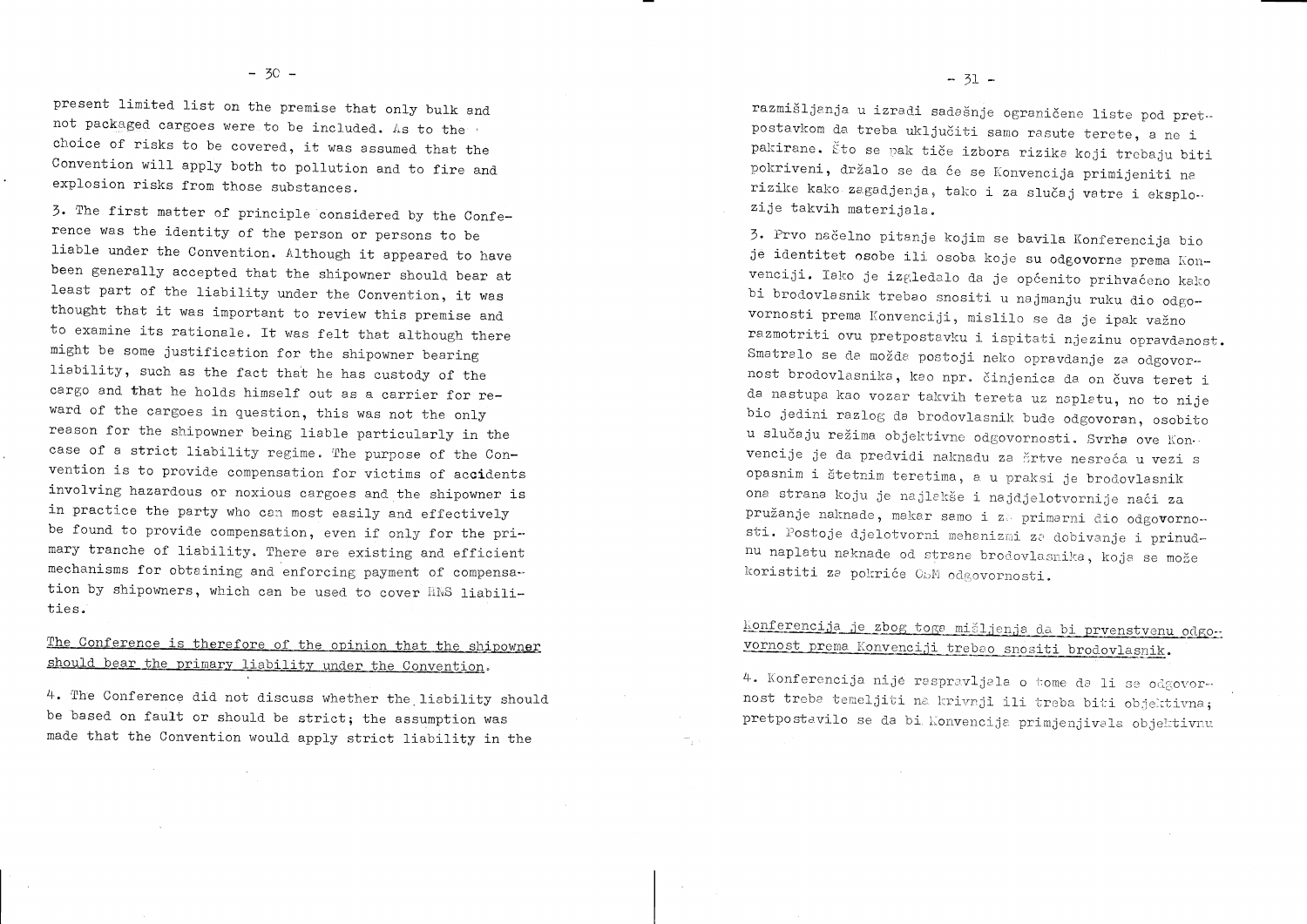present limited list on the premise that only bulk and not packaged cargoes were to be included. As to the choice of risks to be covered, it was assumed that the Convention will apply both to pollution and to fire and explosion risks from those substances.

3. The first matter of principle considered by the Conference was the identity of the person or persons to be liable under the Convention. Although it appeared to have been generally accepted that the shipowner should bear at least part of the liability under the Convention, it was thought that it was important to review this premise and to examine its rationale. It was felt that although there might be some justification for the shipowner bearing liability, such as the fact that he has custody of the cargo and that he holds himself out as a carrier for reward of the cargoes in question, this was not the only reason for the shipowner being liable particularly in the case of a strict liability regime. The purpose of the Convention is to provide compensation for victims of accidents involving hazardous or noxious cargoes and the shipowner is in practice the party who can most easily and effectively be found to provide compensation, even if only for the primary tranche of liability. There are existing and efficient mechanisms for obtaining and enforcing payment of compensation by shipowners, which can be used to cover HNS liabilities.

The Conference is therefore of the opinion that the shipowner should bear the primary liability under the Convention.

4. The Conference did not discuss whether the liability should be based on fault or should be strict; the assumption was made that the Convention would apply strict liability in the

razmišljanja u izradi sadašnje ograničene liste pod pretpostavkom da treba uključiti samo rasute terete, a ne i pakirane. Što se pak tiče izbora rizika koji trebaju biti pokriveni, držalo se da će se Konvencija primijeniti na rizike kako zagadjenja, tako i za slučaj vatre i eksplozije takvih materijala.

3. Prvo načelno pitanje kojim se bavila Konferencija bio je identitet osobe ili osoba koje su odgovorne prema Konvenciji. Iako je izgledalo da je općenito prihvaćeno kako bi brodovlasnik trebao snositi u najmanju ruku dio odgovornosti prema Konvenciji, mislilo se da je ipak važno razmotriti ovu pretpostavku i ispitati njezinu opravdanost. Smatralo se da možda postoji neko opravdanje za odgovornost brodovlasnika, kao npr. činjenica da on čuva teret i da nastupa kao vozar takvih tereta uz naplatu, no to nije bio jedini razlog da brodovlasnik bude odgovoran, osobito u slučaju režima objektivne odgovornosti. Svrha ove Konvencije je da predvidi naknadu za žrtve nesreća u vezi s opasnim i štetnim teretima, a u praksi je brodovlasnik ona strana koju je najlakše i najdjelotvornije naći za pružanje naknade, makar samo i za primarni dio odgovornosti. Postoje djelotvorni mehanizmi za dobivanje i prinudnu naplatu naknade od strane brodovlasnika, koja se može koristiti za pokriće OŠM odgovornosti.

Konferencija je zbog toga mišljenja da bi prvenstvenu odgovornost prema Konvenciji trebao snositi brodovlasnik.

4. Konferencija nije raspravljala o tome da li se odgovornost treba temeljiti na krivnji ili treba biti objektivna; pretpostavilo se da bi Konvencija primjenjivala objektivnu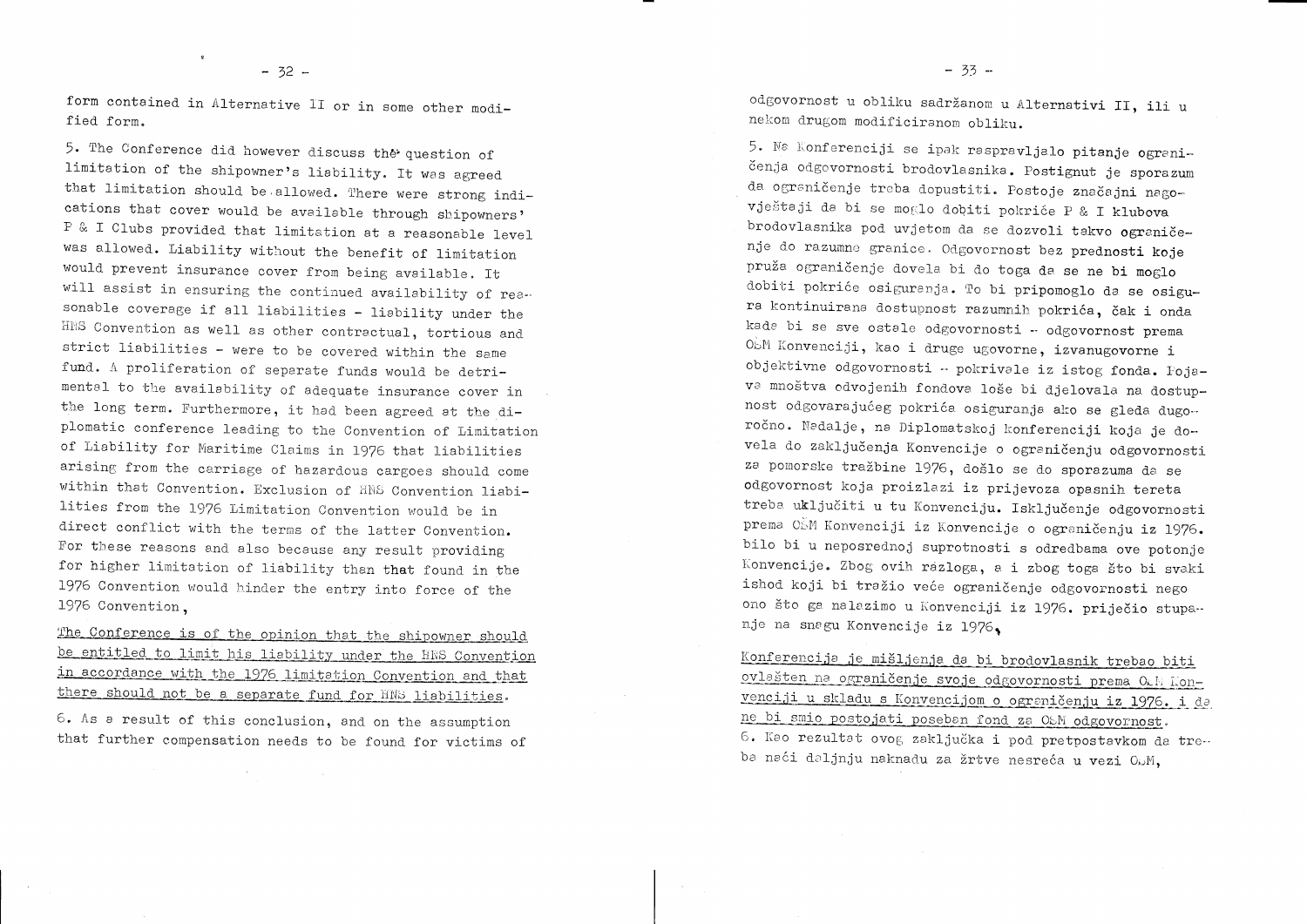form contained in Alternative II or in some other modified form.

5. The Conference did however discuss the question of limitation of the shipowner's liability. It was agreed that limitation should be allowed. There were strong indications that cover would be available through shipowners' P & I Clubs provided that limitation at a reasonable level was allowed. Liability without the benefit of limitation would prevent insurance cover from being available. It will assist in ensuring the continued availability of reasonable coverage if all liabilities - liability under the HNS Convention as well as other contractual, tortious and strict liabilities - were to be covered within the same fund. A proliferation of separate funds would be detrimental to the availability of adequate insurance cover in the long term. Furthermore, it had been agreed at the diplomatic conference leading to the Convention of Limitation of Liability for Maritime Claims in 1976 that liabilities arising from the carriage of hazardous cargoes should come within that Convention. Exclusion of HNS Convention liabilities from the 1976 Limitation Convention would be in direct conflict with the terms of the latter Convention. For these reasons and also because any result providing for higher limitation of liability than that found in the 1976 Convention would hinder the entry into force of the 1976 Convention,

The Conference is of the opinion that the shipowner should be entitled to limit his liability under the HNS Convention in accordance with the 1976 limitation Convention and that there should not be a separate fund for HNS liabilities.

6. As a result of this conclusion, and on the assumption that further compensation needs to be found for victims of

odgovornost u obliku sadržanom u Alternativi II, ili u nekom drugom modificiranom obliku.

5. Na Konferenciji se ipak raspravljalo pitanje ograničenja odgovornosti brodovlasnika. Postignut je sporazum da ograničenje treba dopustiti. Postoje značajni nagovještaji da bi se moglo dobiti pokriće P & I klubova brodovlasnika pod uvjetom da se dozvoli takvo ograničenje do razumne granice. Odgovornost bez prednosti koje pruža ograničenje dovela bi do toga da se ne bi moglo dobiti pokriće osiguranja. To bi pripomoglo da se osigura kontinuirana dostupnost razumnih pokrića, čak i onda kada bi se sve ostale odgovornosti - odgovornost prema OŠM Konvenciji, kao i druge ugovorne, izvanugovorne i objektivne odgovornosti - pokrivale iz istog fonda. Pojava mnoštva odvojenih fondova loše bi djelovala na dostupnost odgovarajućeg pokrića osiguranja ako se gleda dugoročno. Nadalje, na Diplomatskoj konferenciji koja je dovela do zaključenja Konvencije o ograničenju odgovornosti za pomorske tražbine 1976, došlo se do sporazuma da se odgovornost koja proizlazi iz prijevoza opasnih tereta treba uključiti u tu Konvenciju. Isključenje odgovornosti prema OŠM Konvenciji iz Konvencije o ograničenju iz 1976. bilo bi u neposrednoj suprotnosti s odredbama ove potonje Konvencije. Zbog ovih razloga, a i zbog toga što bi svaki ishod koji bi tražio veće ograničenje odgovornosti nego ono što ga nalazimo u Konvenciji iz 1976. priječio stupanje na snagu Konvencije iz 1976,

Konferencija je mišljenja da bi brodovlasnik trebao biti ovlašten na ograničenje svoje odgovornosti prema OŠM Konvenciji u skladu s Konvencijom o ograničenju iz 1976. i da ne bi smio postojati poseban fond za OŠM odgovornost.

6. Kao rezultat ovog zaključka i pod pretpostavkom da treba naći daljnju naknadu za žrtve nesreća u vezi OŠM,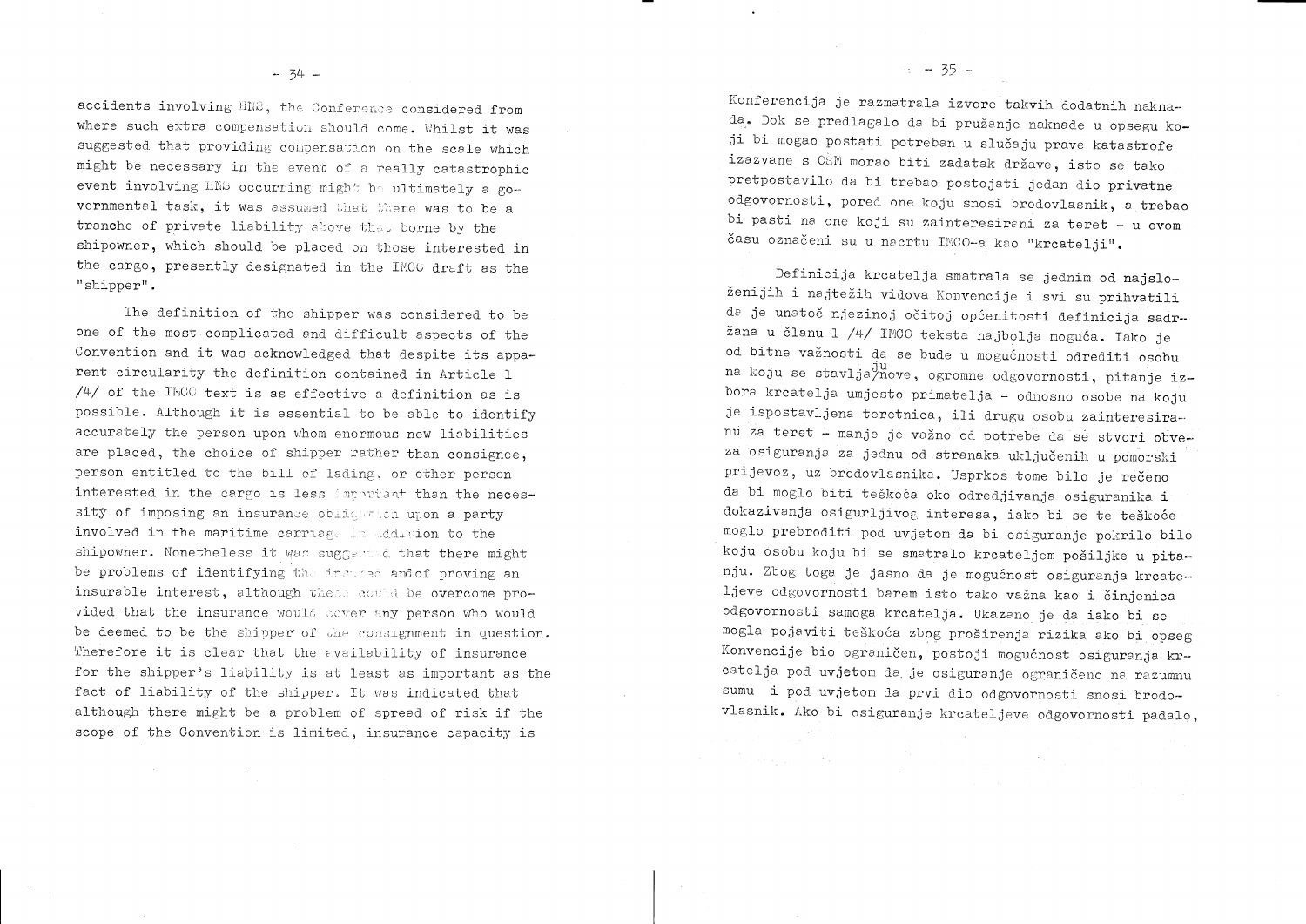accidents involving HNS, the Conference considered from where such extra compensation should come. Whilst it was suggested that providing compensation on the scale which might be necessary in the event of a really catastrophic event involving HNS occurring might be ultimately a governmental task, it was assumed that there was to be a tranche of private liability above that borne by the shipowner, which should be placed on those interested in the cargo, presently designated in the IMCO draft as the "shipper".

The definition of the shipper was considered to be one of the most complicated and difficult aspects of the Convention and it was acknowledged that despite its apparent circularity the definition contained in Article 1 /4/ of the IMCO text is as effective a definition as is possible. Although it is essential to be able to identify accurately the person upon whom enormous new liabilities are placed, the choice of shipper rather than consignee, person entitled to the bill of lading, or other person interested in the cargo is less important than the necessity of imposing an insurance obligation upon a party involved in the maritime carriage in addition to the shipowner. Nonetheless it was suggested that there might be problems of identifying the insured and of proving an insurable interest, although these could be overcome provided that the insurance would cover any person who would be deemed to be the shipper of the consignment in question. Therefore it is clear that the availability of insurance for the shipper's liability is at least as important as the fact of liability of the shipper. It was indicated that although there might be a problem of spread of risk if the scope of the Convention is limited, insurance capacity is

Konferencija je razmatrala izvore takvih dodatnih naknada. Dok se predlagalo da bi pružanje naknade u opsegu koji bi mogao postati potreban u slučaju prave katastrofe izazvane s OŠM morao biti zadatak države, isto se tako pretpostavilo da bi trebao postojati jedan dio privatne odgovornosti, pored one koju snosi brodovlasnik, a trebao bi pasti na one koji su zainteresirani za teret – u ovom času označeni su u nacrtu IMCO-a kao "krcatelji".

Definicija krcatelja smatrala se jednim od najsloženijih i najtežih vidova Konvencije i svi su prihvatili da je unatoč njezinoj očitoj općenitosti definicija sadržana u članu 1 /4/ IMCO teksta najbolja moguća. Iako je od bitne važnosti da se bude u mogućnosti odrediti osobu na koju se stavljaju nove, ogromne odgovornosti, pitanje izbora krcatelja umjesto primatelja – odnosno osobe na koju je ispostavljena teretnica, ili drugu osobu zainteresiranu za teret – manje je važno od potrebe da se stvori obveza osiguranja za jednu od stranaka uključenih u pomorski prijevoz, uz brodovlasnika. Usprkos tome bilo je rečeno da bi moglo biti teškoća oko odredjivanja osiguranika i dokazivanja osigurljivog interesa, iako bi se te teškoće moglo prebroditi pod uvjetom da bi osiguranje pokrilo bilo koju osobu koju bi se smatralo krcateljem pošiljke u pitanju. Zbog toga je jasno da je mogućnost osiguranja krcateljeve odgovornosti barem isto tako važna kao i činjenica odgovornosti samoga krcatelja. Ukazano je da iako bi se mogla pojaviti teškoća zbog proširenja rizika ako bi opseg Konvencije bio ograničen, postoji mogućnost osiguranja krcatelja pod uvjetom da je osiguranje ograničeno na razumnu sumu i pod uvjetom da prvi dio odgovornosti snosi brodovlasnik. Ako bi osiguranje krcateljeve odgovornosti padalo,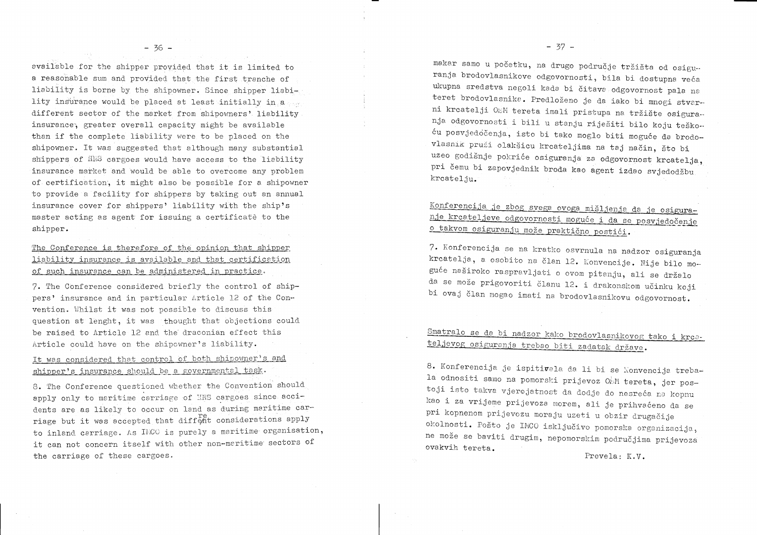available for the shipper provided that it is limited to a reasonable sum and provided that the first tranche of liability is borne by the shipowner. Since shipper liability insurance would be placed at least initially in a different sector of the market from shipowners' liability insurance, greater overall capacity might be available than if the complete liability were to be placed on the shipowner. It was suggested that although many substantial shippers of HNS cargoes would have access to the liability insurance market and would be able to overcome any problem of certification, it might also be possible for a shipowner to provide a facility for shippers by taking out an annual insurance cover for shippers' liability with the ship's master acting as agent for issuing a certificate to the shipper.

<u>The Conference is therefore of the opinion that shipper liability insurance is available and that certification of such insurance can be administered in practice.</u>

7. The Conference considered briefly the control of shippers' insurance and in particular Article 12 of the Convention. Whilst it was not possible to discuss this question at lenght, it was thought that objections could be raised to Article 12 and the draconian effect this Article could have on the shipowner's liability.

<u>It was considered that control of both shipowner's and shipper's insurance should be a governmental task.</u>

8. The Conference questioned whether the Convention should apply only to maritime carriage of HNS cargoes since accidents are as likely to occur on land as during maritime carriage but it was accepted that different considerations apply to inland carriage. As IMCO is purely a maritime organisation, it can not concern itself with other non-maritime sectors of the carriage of these cargoes.

makar samo u početku, na drugo područje tržišta od osiguranja brodovlasnikove odgovornosti, bila bi dostupna veća ukupna sredstva negoli kada bi čitava odgovornost pala na teret brodovlasnika. Predloženo je da iako bi mnogi stvarni krcatelji OŠM tereta imali pristupa na tržište osiguranja odgovornosti i bili u stanju riješiti bilo koju teškoću posvjedočenja, isto bi tako moglo biti moguće da brodovlasnik pruži olakšicu krcateljima na taj način, što bi uzeo godišnje pokriće osiguranja za odgovornost krcatelja, pri čemu bi zapovjednik broda kao agent izdao svjedodžbu krcatelju.

<u>Konferencija je zbog svega ovoga mišljenja da je osiguranje krcateljeve odgovornosti moguće i da se posvjedočenje o takvom osiguranju može praktično postići.</u>

7. Konferencija se na kratko osvrnula na nadzor osiguranja krcatelja, a osobito na član 12. Konvencije. Nije bilo moguće našiiroko raspravljati o ovom pitanju, ali se držalo da se može prigovoriti članu 12. i drakonskom učinku koji bi ovaj član mogao imati na brodovlasnikovu odgovornost.

<u>Smatralo se da bi nadzor kako brodovlasnikovog tako i krcateljevog osiguranja trebao biti zadatak države.</u>

8. Konferencija je ispitivala da li bi se Konvencija trebala odnositi samo na pomorski prijevoz OŠM tereta, jer postoji isto takva vjerojatnost da dodje do nesreća na kopnu kao i za vrijeme prijevoza morem, ali je prihvaćeno da se pri kopnenom prijevozu moraju uzeti u obzir drugačije okolnosti. Pošto je IMCO isključivo pomorska organizacija, ne može se baviti drugim, nepomorskim područjima prijevoza ovakvih tereta.

Prevela: K.V.